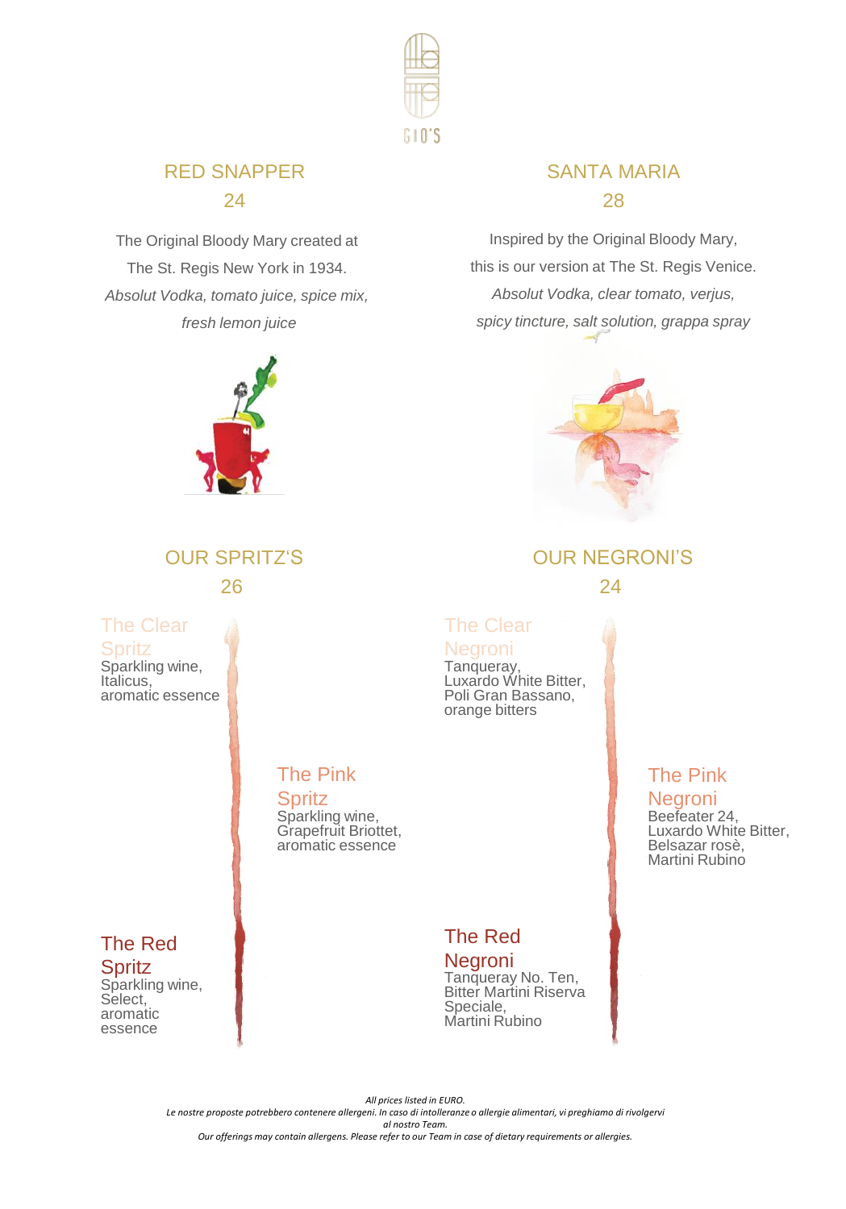GIO'S

## RED SNAPPER

24

The Original Bloody Mary created at The St. Regis New York in 1934.

*Absolut Vodka, tomato juice, spice mix, fresh lemon juice*

## SANTA MARIA

28

Inspired by the Original Bloody Mary, this is our version at The St. Regis Venice.

*Absolut Vodka, clear tomato, verjus, spicy tincture, salt solution, grappa spray*

## OUR SPRITZ'S

26

### The Clear Spritz

Sparkling wine, Italicus, aromatic essence

### The Pink Spritz

Sparkling wine, Grapefruit Briottet, aromatic essence

### The Red Spritz

Sparkling wine, Select, aromatic essence

## OUR NEGRONI'S

24

### The Clear Negroni

Tanqueray, Luxardo White Bitter, Poli Gran Bassano, orange bitters

### The Pink Negroni

Beefeater 24, Luxardo White Bitter, Belsazar rosè, Martini Rubino

### The Red Negroni

Tanqueray No. Ten, Bitter Martini Riserva Speciale, Martini Rubino

*All prices listed in EURO.*

*Le nostre proposte potrebbero contenere allergeni. In caso di intolleranze o allergie alimentari, vi preghiamo di rivolgervi al nostro Team.*

*Our offerings may contain allergens. Please refer to our Team in case of dietary requirements or allergies.*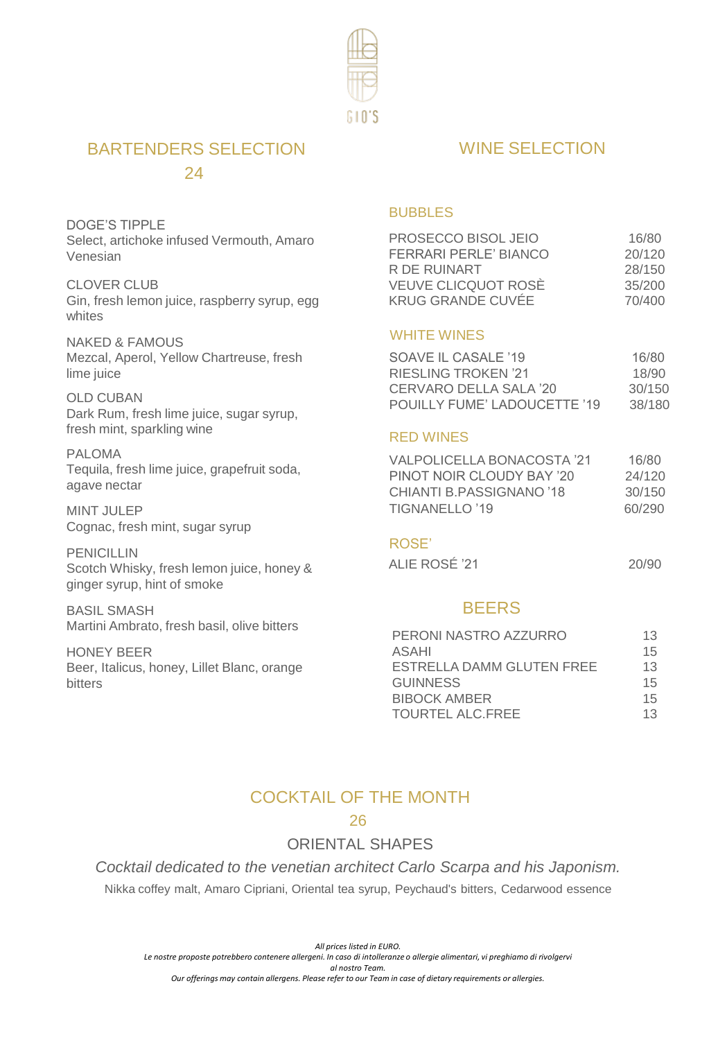GIO'S

## BARTENDERS SELECTION

24

**DOGE'S TIPPLE**
Select, artichoke infused Vermouth, Amaro Venesian

**CLOVER CLUB**
Gin, fresh lemon juice, raspberry syrup, egg whites

**NAKED & FAMOUS**
Mezcal, Aperol, Yellow Chartreuse, fresh lime juice

**OLD CUBAN**
Dark Rum, fresh lime juice, sugar syrup, fresh mint, sparkling wine

**PALOMA**
Tequila, fresh lime juice, grapefruit soda, agave nectar

**MINT JULEP**
Cognac, fresh mint, sugar syrup

**PENICILLIN**
Scotch Whisky, fresh lemon juice, honey & ginger syrup, hint of smoke

**BASIL SMASH**
Martini Ambrato, fresh basil, olive bitters

**HONEY BEER**
Beer, Italicus, honey, Lillet Blanc, orange bitters

## WINE SELECTION

### BUBBLES

| | |
|---|---|
| PROSECCO BISOL JEIO | 16/80 |
| FERRARI PERLE' BIANCO | 20/120 |
| R DE RUINART | 28/150 |
| VEUVE CLICQUOT ROSÈ | 35/200 |
| KRUG GRANDE CUVÉE | 70/400 |

### WHITE WINES

| | |
|---|---|
| SOAVE IL CASALE '19 | 16/80 |
| RIESLING TROKEN '21 | 18/90 |
| CERVARO DELLA SALA '20 | 30/150 |
| POUILLY FUME' LADOUCETTE '19 | 38/180 |

### RED WINES

| | |
|---|---|
| VALPOLICELLA BONACOSTA '21 | 16/80 |
| PINOT NOIR CLOUDY BAY '20 | 24/120 |
| CHIANTI B.PASSIGNANO '18 | 30/150 |
| TIGNANELLO '19 | 60/290 |

### ROSE'

| | |
|---|---|
| ALIE ROSÉ '21 | 20/90 |

## BEERS

| | |
|---|---|
| PERONI NASTRO AZZURRO | 13 |
| ASAHI | 15 |
| ESTRELLA DAMM GLUTEN FREE | 13 |
| GUINNESS | 15 |
| BIBOCK AMBER | 15 |
| TOURTEL ALC.FREE | 13 |

## COCKTAIL OF THE MONTH

26

**ORIENTAL SHAPES**

*Cocktail dedicated to the venetian architect Carlo Scarpa and his Japonism.*

Nikka coffey malt, Amaro Cipriani, Oriental tea syrup, Peychaud's bitters, Cedarwood essence

*All prices listed in EURO.*
*Le nostre proposte potrebbero contenere allergeni. In caso di intolleranze o allergie alimentari, vi preghiamo di rivolgervi al nostro Team.*
*Our offerings may contain allergens. Please refer to our Team in case of dietary requirements or allergies.*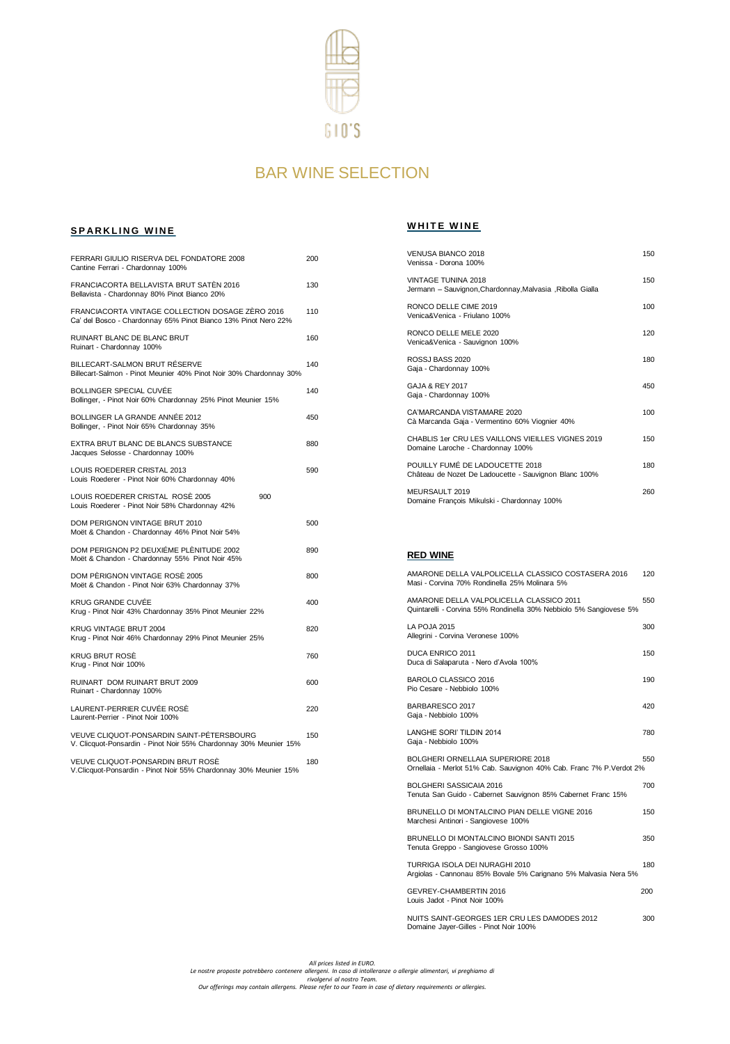GIO'S

# BAR WINE SELECTION

## SPARKLING WINE

| Wine | Price |
|---|---|
| FERRARI GIULIO RISERVA DEL FONDATORE 2008<br>Cantine Ferrari - Chardonnay 100% | 200 |
| FRANCIACORTA BELLAVISTA BRUT SATÈN 2016<br>Bellavista - Chardonnay 80% Pinot Bianco 20% | 130 |
| FRANCIACORTA VINTAGE COLLECTION DOSAGE ZÈRO 2016<br>Ca' del Bosco - Chardonnay 65% Pinot Bianco 13% Pinot Nero 22% | 110 |
| RUINART BLANC DE BLANC BRUT<br>Ruinart - Chardonnay 100% | 160 |
| BILLECART-SALMON BRUT RÉSERVE<br>Billecart-Salmon - Pinot Meunier 40% Pinot Noir 30% Chardonnay 30% | 140 |
| BOLLINGER SPECIAL CUVÉE<br>Bollinger, - Pinot Noir 60% Chardonnay 25% Pinot Meunier 15% | 140 |
| BOLLINGER LA GRANDE ANNÉE 2012<br>Bollinger, - Pinot Noir 65% Chardonnay 35% | 450 |
| EXTRA BRUT BLANC DE BLANCS SUBSTANCE<br>Jacques Selosse - Chardonnay 100% | 880 |
| LOUIS ROEDERER CRISTAL 2013<br>Louis Roederer - Pinot Noir 60% Chardonnay 40% | 590 |
| LOUIS ROEDERER CRISTAL ROSÈ 2005<br>Louis Roederer - Pinot Noir 58% Chardonnay 42% | 900 |
| DOM PERIGNON VINTAGE BRUT 2010<br>Moët & Chandon - Chardonnay 46% Pinot Noir 54% | 500 |
| DOM PERIGNON P2 DEUXIÈME PLÉNITUDE 2002<br>Moët & Chandon - Chardonnay 55% Pinot Noir 45% | 890 |
| DOM PÈRIGNON VINTAGE ROSÈ 2005<br>Moët & Chandon - Pinot Noir 63% Chardonnay 37% | 800 |
| KRUG GRANDE CUVÉE<br>Krug - Pinot Noir 43% Chardonnay 35% Pinot Meunier 22% | 400 |
| KRUG VINTAGE BRUT 2004<br>Krug - Pinot Noir 46% Chardonnay 29% Pinot Meunier 25% | 820 |
| KRUG BRUT ROSÈ<br>Krug - Pinot Noir 100% | 760 |
| RUINART DOM RUINART BRUT 2009<br>Ruinart - Chardonnay 100% | 600 |
| LAURENT-PERRIER CUVÉE ROSÈ<br>Laurent-Perrier - Pinot Noir 100% | 220 |
| VEUVE CLIQUOT-PONSARDIN SAINT-PÉTERSBOURG<br>V. Clicquot-Ponsardin - Pinot Noir 55% Chardonnay 30% Meunier 15% | 150 |
| VEUVE CLIQUOT-PONSARDIN BRUT ROSÈ<br>V.Clicquot-Ponsardin - Pinot Noir 55% Chardonnay 30% Meunier 15% | 180 |

## WHITE WINE

| Wine | Price |
|---|---|
| VENUSA BIANCO 2018<br>Venissa - Dorona 100% | 150 |
| VINTAGE TUNINA 2018<br>Jermann – Sauvignon,Chardonnay,Malvasia ,Ribolla Gialla | 150 |
| RONCO DELLE CIME 2019<br>Venica&Venica - Friulano 100% | 100 |
| RONCO DELLE MELE 2020<br>Venica&Venica - Sauvignon 100% | 120 |
| ROSSJ BASS 2020<br>Gaja - Chardonnay 100% | 180 |
| GAJA & REY 2017<br>Gaja - Chardonnay 100% | 450 |
| CA'MARCANDA VISTAMARE 2020<br>Cà Marcanda Gaja - Vermentino 60% Viognier 40% | 100 |
| CHABLIS 1er CRU LES VAILLONS VIEILLES VIGNES 2019<br>Domaine Laroche - Chardonnay 100% | 150 |
| POUILLY FUMÉ DE LADOUCETTE 2018<br>Château de Nozet De Ladoucette - Sauvignon Blanc 100% | 180 |
| MEURSAULT 2019<br>Domaine François Mikulski - Chardonnay 100% | 260 |

## RED WINE

| Wine | Price |
|---|---|
| AMARONE DELLA VALPOLICELLA CLASSICO COSTASERA 2016<br>Masi - Corvina 70% Rondinella 25% Molinara 5% | 120 |
| AMARONE DELLA VALPOLICELLA CLASSICO 2011<br>Quintarelli - Corvina 55% Rondinella 30% Nebbiolo 5% Sangiovese 5% | 550 |
| LA POJA 2015<br>Allegrini - Corvina Veronese 100% | 300 |
| DUCA ENRICO 2011<br>Duca di Salaparuta - Nero d'Avola 100% | 150 |
| BAROLO CLASSICO 2016<br>Pio Cesare - Nebbiolo 100% | 190 |
| BARBARESCO 2017<br>Gaja - Nebbiolo 100% | 420 |
| LANGHE SORI' TILDIN 2014<br>Gaja - Nebbiolo 100% | 780 |
| BOLGHERI ORNELLAIA SUPERIORE 2018<br>Ornellaia - Merlot 51% Cab. Sauvignon 40% Cab. Franc 7% P.Verdot 2% | 550 |
| BOLGHERI SASSICAIA 2016<br>Tenuta San Guido - Cabernet Sauvignon 85% Cabernet Franc 15% | 700 |
| BRUNELLO DI MONTALCINO PIAN DELLE VIGNE 2016<br>Marchesi Antinori - Sangiovese 100% | 150 |
| BRUNELLO DI MONTALCINO BIONDI SANTI 2015<br>Tenuta Greppo - Sangiovese Grosso 100% | 350 |
| TURRIGA ISOLA DEI NURAGHI 2010<br>Argiolas - Cannonau 85% Bovale 5% Carignano 5% Malvasia Nera 5% | 180 |
| GEVREY-CHAMBERTIN 2016<br>Louis Jadot - Pinot Noir 100% | 200 |
| NUITS SAINT-GEORGES 1ER CRU LES DAMODES 2012<br>Domaine Jayer-Gilles - Pinot Noir 100% | 300 |

*All prices listed in EURO.*
*Le nostre proposte potrebbero contenere allergeni. In caso di intolleranze o allergie alimentari, vi preghiamo di rivolgervi al nostro Team.*
*Our offerings may contain allergens. Please refer to our Team in case of dietary requirements or allergies.*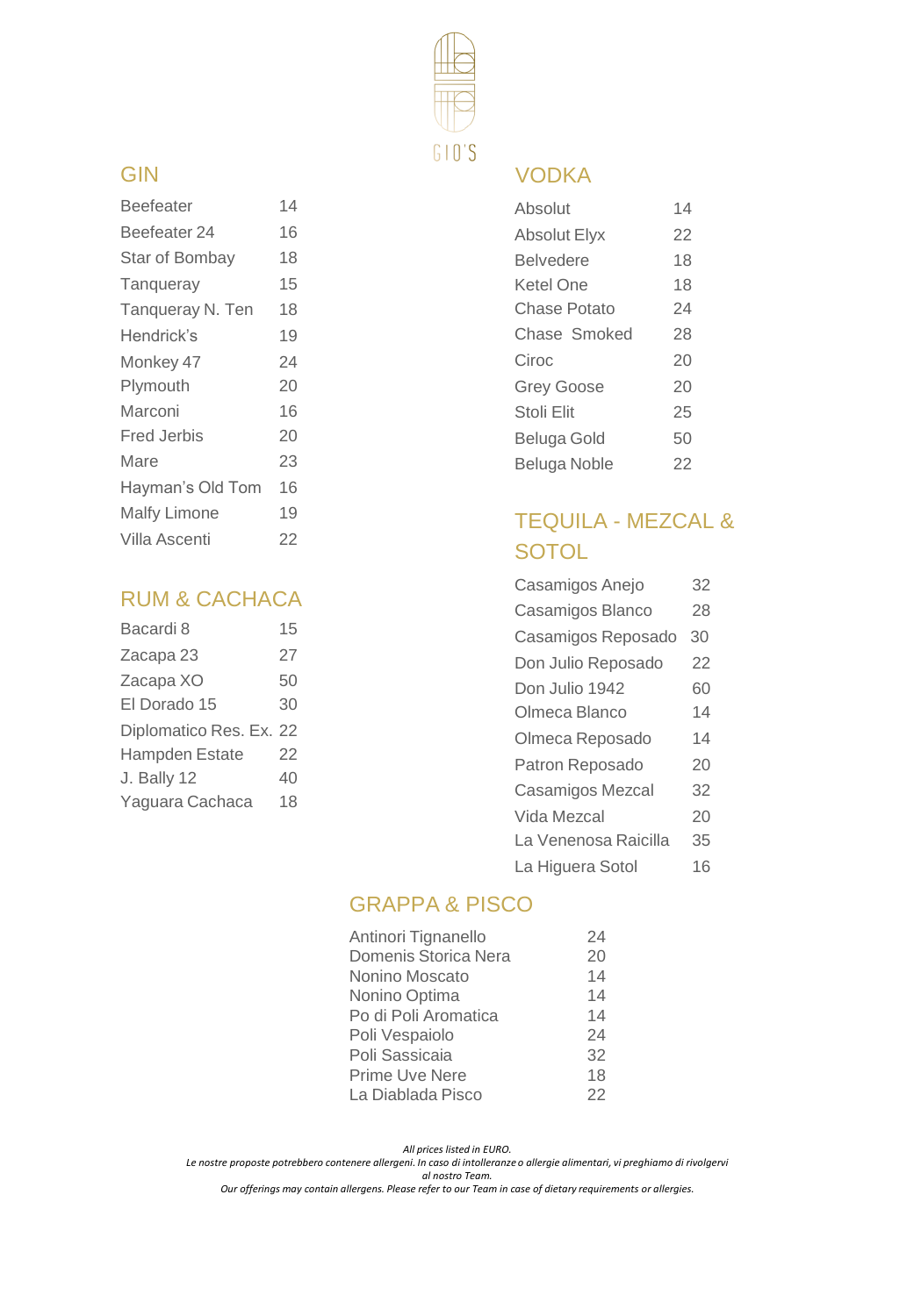GIO'S

## GIN

| | |
|---|---|
| Beefeater | 14 |
| Beefeater 24 | 16 |
| Star of Bombay | 18 |
| Tanqueray | 15 |
| Tanqueray N. Ten | 18 |
| Hendrick's | 19 |
| Monkey 47 | 24 |
| Plymouth | 20 |
| Marconi | 16 |
| Fred Jerbis | 20 |
| Mare | 23 |
| Hayman's Old Tom | 16 |
| Malfy Limone | 19 |
| Villa Ascenti | 22 |

## RUM & CACHACA

| | |
|---|---|
| Bacardi 8 | 15 |
| Zacapa 23 | 27 |
| Zacapa XO | 50 |
| El Dorado 15 | 30 |
| Diplomatico Res. Ex. | 22 |
| Hampden Estate | 22 |
| J. Bally 12 | 40 |
| Yaguara Cachaca | 18 |

## VODKA

| | |
|---|---|
| Absolut | 14 |
| Absolut Elyx | 22 |
| Belvedere | 18 |
| Ketel One | 18 |
| Chase Potato | 24 |
| Chase Smoked | 28 |
| Ciroc | 20 |
| Grey Goose | 20 |
| Stoli Elit | 25 |
| Beluga Gold | 50 |
| Beluga Noble | 22 |

## TEQUILA - MEZCAL & SOTOL

| | |
|---|---|
| Casamigos Anejo | 32 |
| Casamigos Blanco | 28 |
| Casamigos Reposado | 30 |
| Don Julio Reposado | 22 |
| Don Julio 1942 | 60 |
| Olmeca Blanco | 14 |
| Olmeca Reposado | 14 |
| Patron Reposado | 20 |
| Casamigos Mezcal | 32 |
| Vida Mezcal | 20 |
| La Venenosa Raicilla | 35 |
| La Higuera Sotol | 16 |

## GRAPPA & PISCO

| | |
|---|---|
| Antinori Tignanello | 24 |
| Domenis Storica Nera | 20 |
| Nonino Moscato | 14 |
| Nonino Optima | 14 |
| Po di Poli Aromatica | 14 |
| Poli Vespaiolo | 24 |
| Poli Sassicaia | 32 |
| Prime Uve Nere | 18 |
| La Diablada Pisco | 22 |

*All prices listed in EURO.*
*Le nostre proposte potrebbero contenere allergeni. In caso di intolleranze o allergie alimentari, vi preghiamo di rivolgervi al nostro Team.*
*Our offerings may contain allergens. Please refer to our Team in case of dietary requirements or allergies.*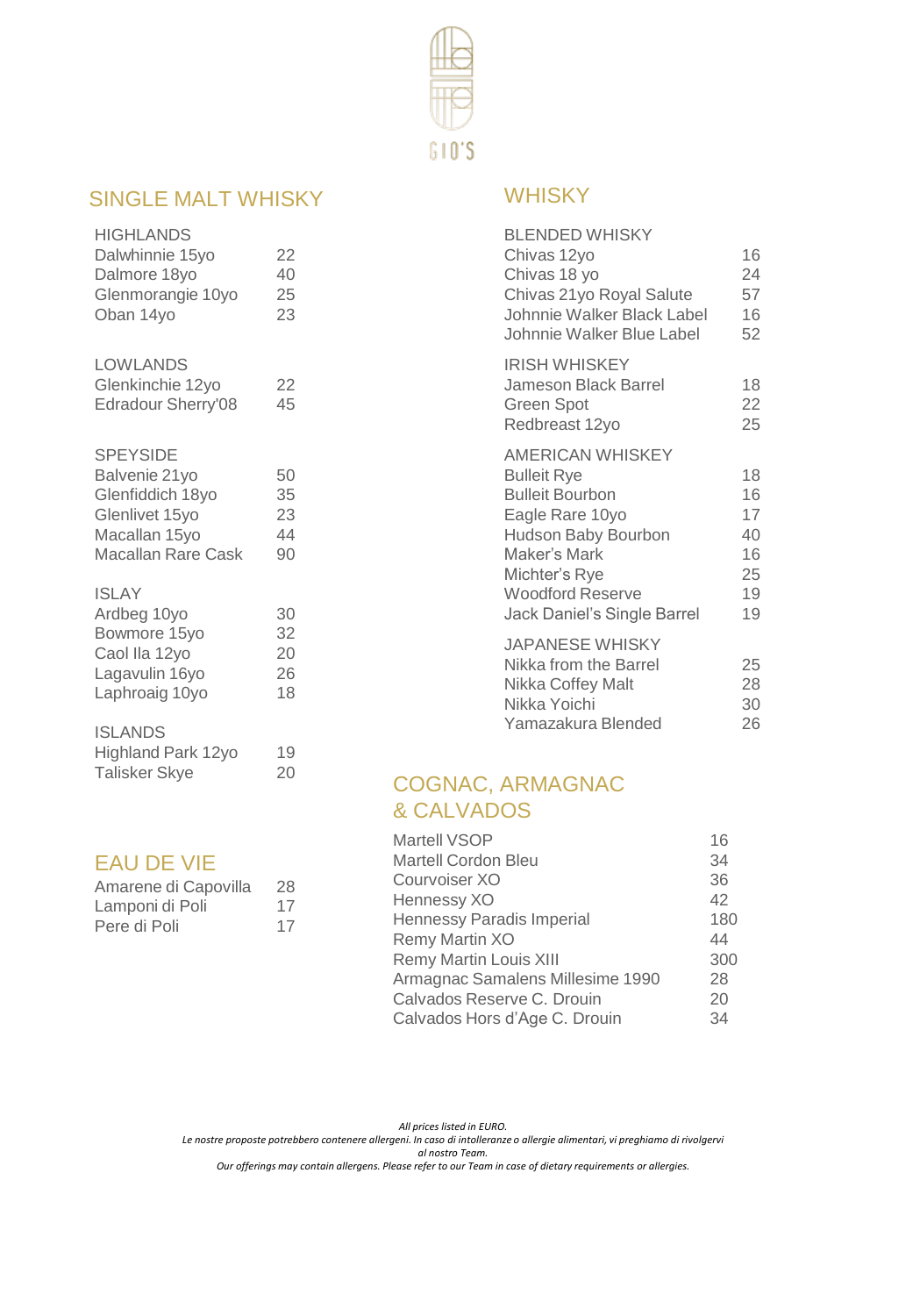GIO'S

## SINGLE MALT WHISKY

### HIGHLANDS

| | |
|---|---|
| Dalwhinnie 15yo | 22 |
| Dalmore 18yo | 40 |
| Glenmorangie 10yo | 25 |
| Oban 14yo | 23 |

### LOWLANDS

| | |
|---|---|
| Glenkinchie 12yo | 22 |
| Edradour Sherry'08 | 45 |

### SPEYSIDE

| | |
|---|---|
| Balvenie 21yo | 50 |
| Glenfiddich 18yo | 35 |
| Glenlivet 15yo | 23 |
| Macallan 15yo | 44 |
| Macallan Rare Cask | 90 |

### ISLAY

| | |
|---|---|
| Ardbeg 10yo | 30 |
| Bowmore 15yo | 32 |
| Caol Ila 12yo | 20 |
| Lagavulin 16yo | 26 |
| Laphroaig 10yo | 18 |

### ISLANDS

| | |
|---|---|
| Highland Park 12yo | 19 |
| Talisker Skye | 20 |

## EAU DE VIE

| | |
|---|---|
| Amarene di Capovilla | 28 |
| Lamponi di Poli | 17 |
| Pere di Poli | 17 |

## WHISKY

### BLENDED WHISKY

| | |
|---|---|
| Chivas 12yo | 16 |
| Chivas 18 yo | 24 |
| Chivas 21yo Royal Salute | 57 |
| Johnnie Walker Black Label | 16 |
| Johnnie Walker Blue Label | 52 |

### IRISH WHISKEY

| | |
|---|---|
| Jameson Black Barrel | 18 |
| Green Spot | 22 |
| Redbreast 12yo | 25 |

### AMERICAN WHISKEY

| | |
|---|---|
| Bulleit Rye | 18 |
| Bulleit Bourbon | 16 |
| Eagle Rare 10yo | 17 |
| Hudson Baby Bourbon | 40 |
| Maker's Mark | 16 |
| Michter's Rye | 25 |
| Woodford Reserve | 19 |
| Jack Daniel's Single Barrel | 19 |

### JAPANESE WHISKY

| | |
|---|---|
| Nikka from the Barrel | 25 |
| Nikka Coffey Malt | 28 |
| Nikka Yoichi | 30 |
| Yamazakura Blended | 26 |

## COGNAC, ARMAGNAC & CALVADOS

| | |
|---|---|
| Martell VSOP | 16 |
| Martell Cordon Bleu | 34 |
| Courvoiser XO | 36 |
| Hennessy XO | 42 |
| Hennessy Paradis Imperial | 180 |
| Remy Martin XO | 44 |
| Remy Martin Louis XIII | 300 |
| Armagnac Samalens Millesime 1990 | 28 |
| Calvados Reserve C. Drouin | 20 |
| Calvados Hors d'Age C. Drouin | 34 |

*All prices listed in EURO.*
*Le nostre proposte potrebbero contenere allergeni. In caso di intolleranze o allergie alimentari, vi preghiamo di rivolgervi al nostro Team.*
*Our offerings may contain allergens. Please refer to our Team in case of dietary requirements or allergies.*